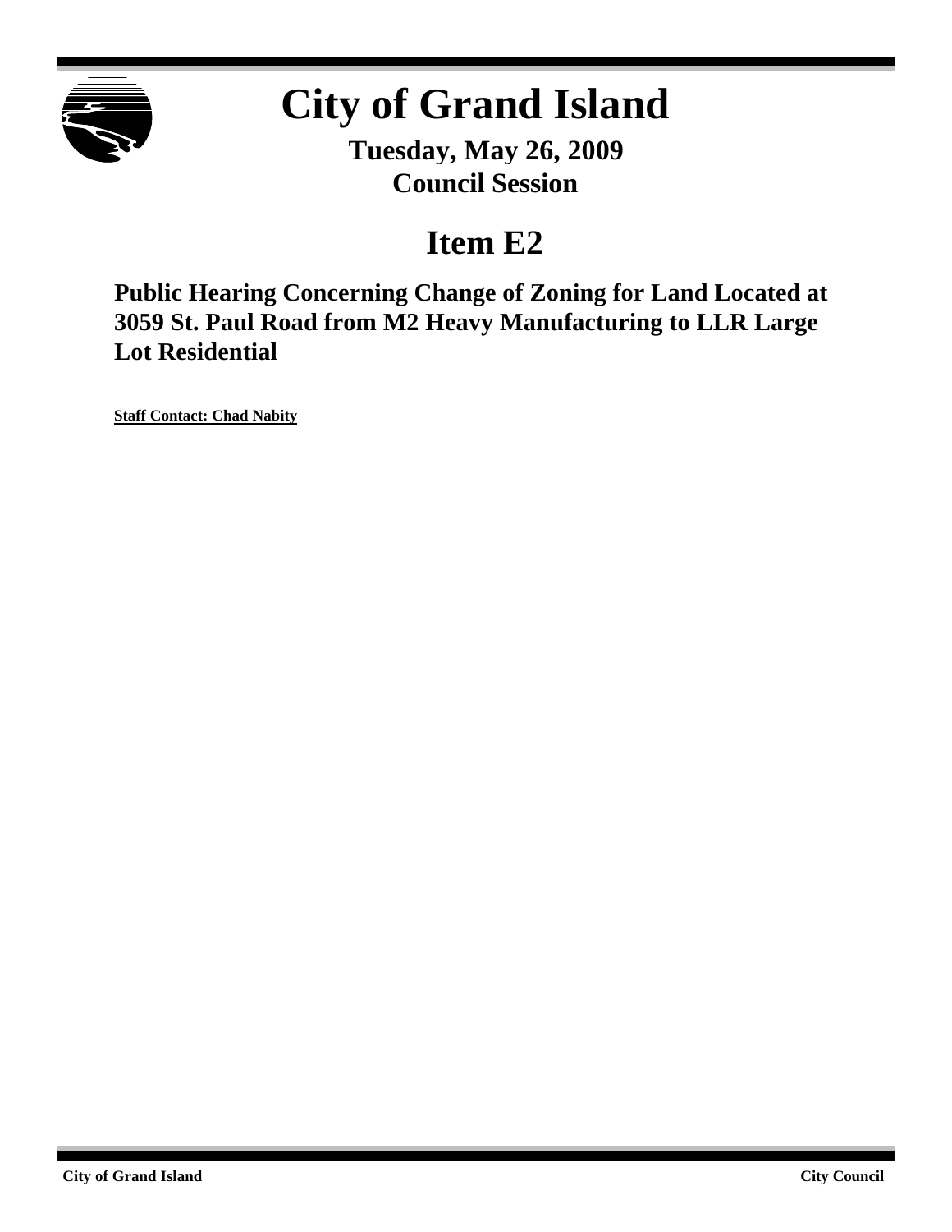# City of Grand Island

**Tuesday, May 26, 2009**
**Council Session**

## Item E2

### Public Hearing Concerning Change of Zoning for Land Located at 3059 St. Paul Road from M2 Heavy Manufacturing to LLR Large Lot Residential

**Staff Contact: Chad Nabity**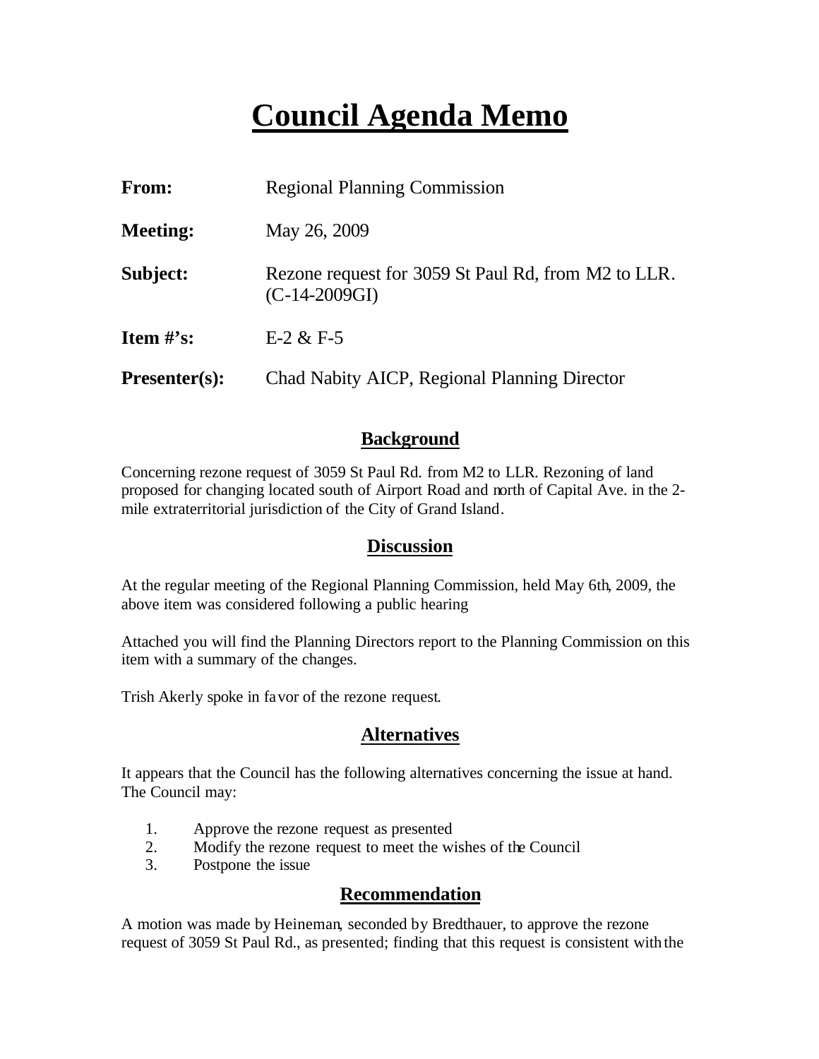# Council Agenda Memo

**From:** Regional Planning Commission

**Meeting:** May 26, 2009

**Subject:** Rezone request for 3059 St Paul Rd, from M2 to LLR. (C-14-2009GI)

**Item #'s:** E-2 & F-5

**Presenter(s):** Chad Nabity AICP, Regional Planning Director

## Background

Concerning rezone request of 3059 St Paul Rd. from M2 to LLR. Rezoning of land proposed for changing located south of Airport Road and north of Capital Ave. in the 2-mile extraterritorial jurisdiction of the City of Grand Island.

## Discussion

At the regular meeting of the Regional Planning Commission, held May 6th, 2009, the above item was considered following a public hearing

Attached you will find the Planning Directors report to the Planning Commission on this item with a summary of the changes.

Trish Akerly spoke in favor of the rezone request.

## Alternatives

It appears that the Council has the following alternatives concerning the issue at hand. The Council may:

1. Approve the rezone request as presented
2. Modify the rezone request to meet the wishes of the Council
3. Postpone the issue

## Recommendation

A motion was made by Heineman, seconded by Bredthauer, to approve the rezone request of 3059 St Paul Rd., as presented; finding that this request is consistent with the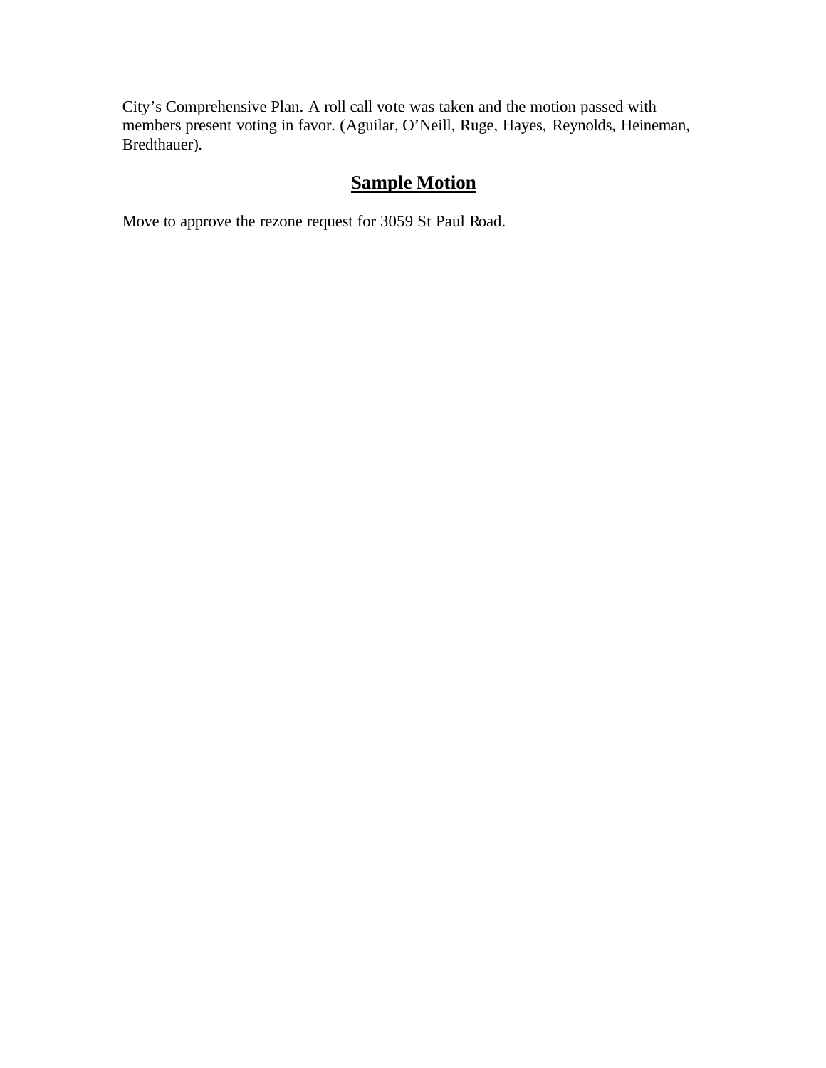City's Comprehensive Plan. A roll call vote was taken and the motion passed with members present voting in favor. (Aguilar, O'Neill, Ruge, Hayes, Reynolds, Heineman, Bredthauer).

## **Sample Motion**

Move to approve the rezone request for 3059 St Paul Road.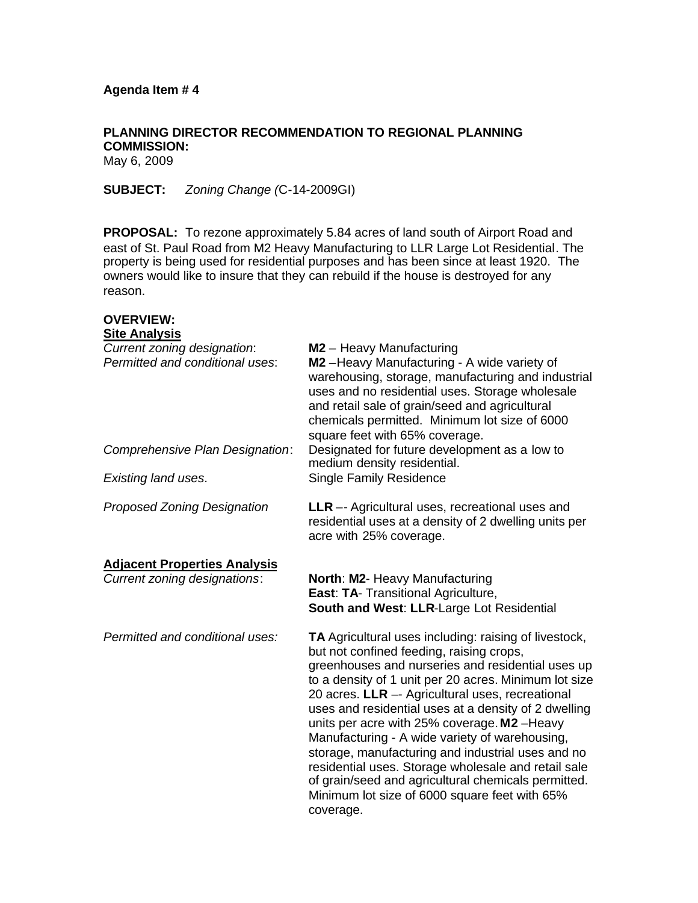**Agenda Item # 4**

**PLANNING DIRECTOR RECOMMENDATION TO REGIONAL PLANNING COMMISSION:**
May 6, 2009

**SUBJECT:** *Zoning Change (*C-14-2009GI)

**PROPOSAL:** To rezone approximately 5.84 acres of land south of Airport Road and east of St. Paul Road from M2 Heavy Manufacturing to LLR Large Lot Residential. The property is being used for residential purposes and has been since at least 1920. The owners would like to insure that they can rebuild if the house is destroyed for any reason.

**OVERVIEW:**

**Site Analysis**

| | |
|---|---|
| *Current zoning designation*: | **M2** – Heavy Manufacturing |
| *Permitted and conditional uses*: | **M2** –Heavy Manufacturing - A wide variety of warehousing, storage, manufacturing and industrial uses and no residential uses. Storage wholesale and retail sale of grain/seed and agricultural chemicals permitted. Minimum lot size of 6000 square feet with 65% coverage. |
| *Comprehensive Plan Designation*: | Designated for future development as a low to medium density residential. |
| *Existing land uses*. | Single Family Residence |
| *Proposed Zoning Designation* | **LLR** –- Agricultural uses, recreational uses and residential uses at a density of 2 dwelling units per acre with 25% coverage. |

**Adjacent Properties Analysis**

| | |
|---|---|
| *Current zoning designations*: | **North**: **M2**- Heavy Manufacturing<br>**East**: **TA**- Transitional Agriculture,<br>**South and West**: **LLR**-Large Lot Residential |
| *Permitted and conditional uses:* | **TA** Agricultural uses including: raising of livestock, but not confined feeding, raising crops, greenhouses and nurseries and residential uses up to a density of 1 unit per 20 acres. Minimum lot size 20 acres. **LLR** –- Agricultural uses, recreational uses and residential uses at a density of 2 dwelling units per acre with 25% coverage. **M2** –Heavy Manufacturing - A wide variety of warehousing, storage, manufacturing and industrial uses and no residential uses. Storage wholesale and retail sale of grain/seed and agricultural chemicals permitted. Minimum lot size of 6000 square feet with 65% coverage. |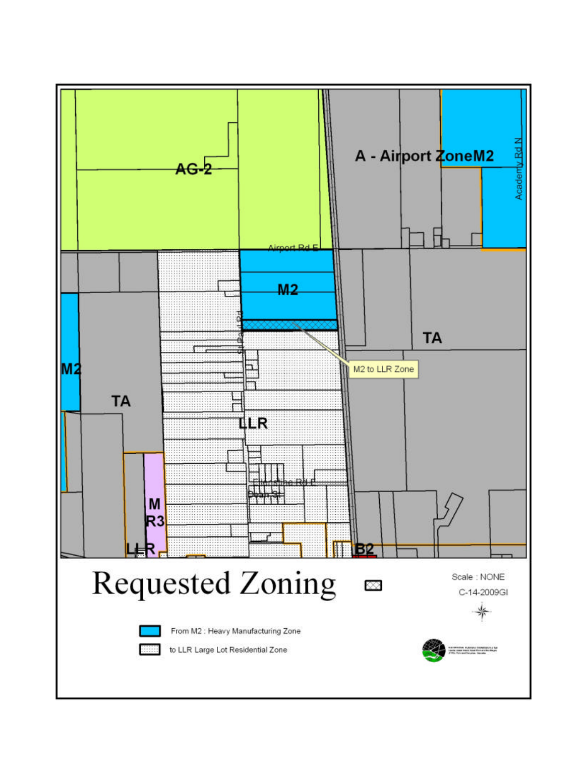AG-2

A - Airport Zone

M2

Academy Rd N

Airport Rd E

M2

M2 to LLR Zone

TA

M2

TA

LLR

M

R3

LLR

B2

# Requested Zoning

Scale : NONE

C-14-2009GI

From M2 : Heavy Manufacturing Zone

to LLR Large Lot Residential Zone